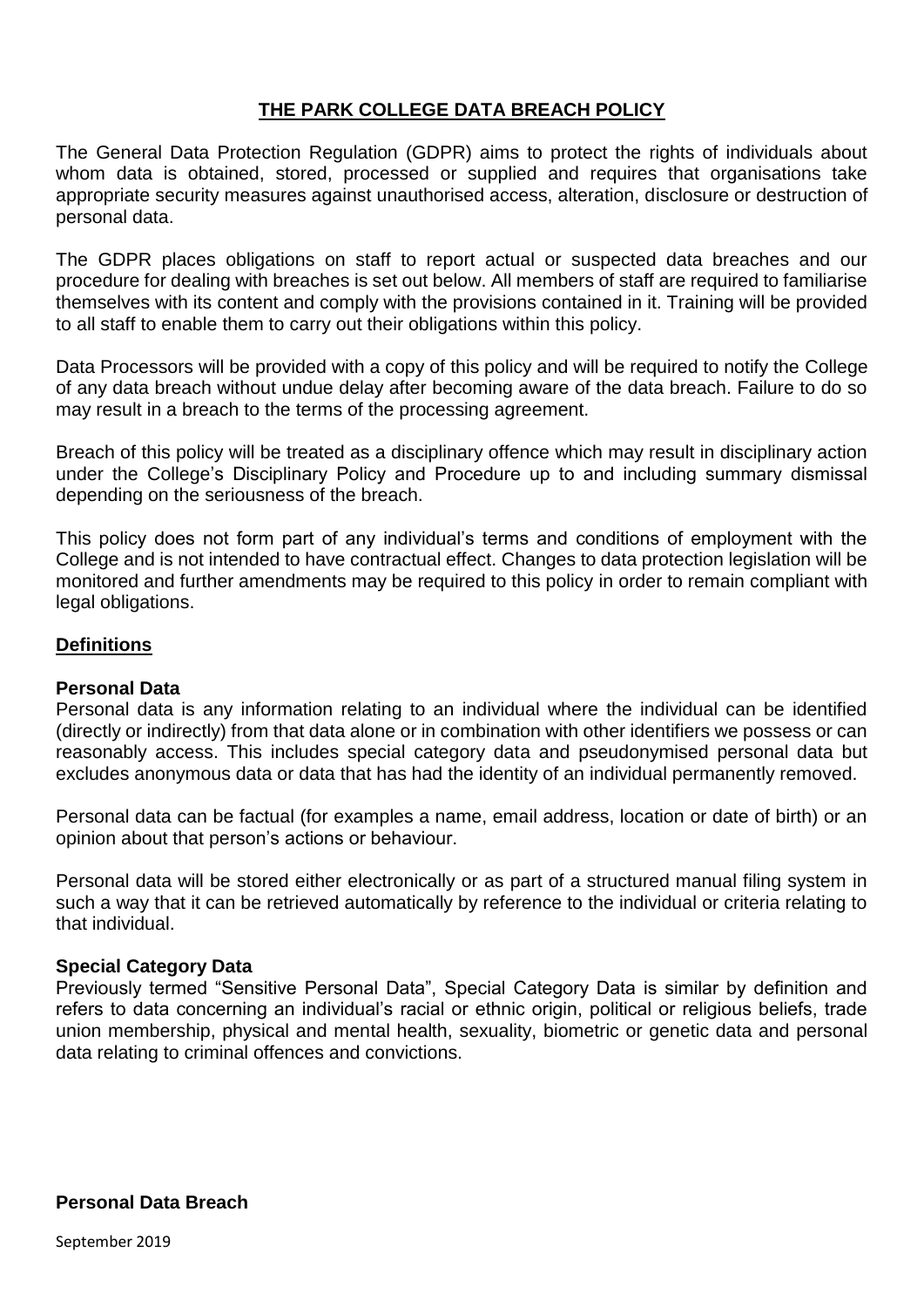# THE PARK COLLEGE DATA BREACH POLICY

The General Data Protection Regulation (GDPR) aims to protect the rights of individuals about whom data is obtained, stored, processed or supplied and requires that organisations take appropriate security measures against unauthorised access, alteration, disclosure or destruction of personal data.

The GDPR places obligations on staff to report actual or suspected data breaches and our procedure for dealing with breaches is set out below. All members of staff are required to familiarise themselves with its content and comply with the provisions contained in it. Training will be provided to all staff to enable them to carry out their obligations within this policy.

Data Processors will be provided with a copy of this policy and will be required to notify the College of any data breach without undue delay after becoming aware of the data breach. Failure to do so may result in a breach to the terms of the processing agreement.

Breach of this policy will be treated as a disciplinary offence which may result in disciplinary action under the College's Disciplinary Policy and Procedure up to and including summary dismissal depending on the seriousness of the breach.

This policy does not form part of any individual's terms and conditions of employment with the College and is not intended to have contractual effect. Changes to data protection legislation will be monitored and further amendments may be required to this policy in order to remain compliant with legal obligations.

## Definitions

**Personal Data**
Personal data is any information relating to an individual where the individual can be identified (directly or indirectly) from that data alone or in combination with other identifiers we possess or can reasonably access. This includes special category data and pseudonymised personal data but excludes anonymous data or data that has had the identity of an individual permanently removed.

Personal data can be factual (for examples a name, email address, location or date of birth) or an opinion about that person's actions or behaviour.

Personal data will be stored either electronically or as part of a structured manual filing system in such a way that it can be retrieved automatically by reference to the individual or criteria relating to that individual.

**Special Category Data**
Previously termed "Sensitive Personal Data", Special Category Data is similar by definition and refers to data concerning an individual's racial or ethnic origin, political or religious beliefs, trade union membership, physical and mental health, sexuality, biometric or genetic data and personal data relating to criminal offences and convictions.

**Personal Data Breach**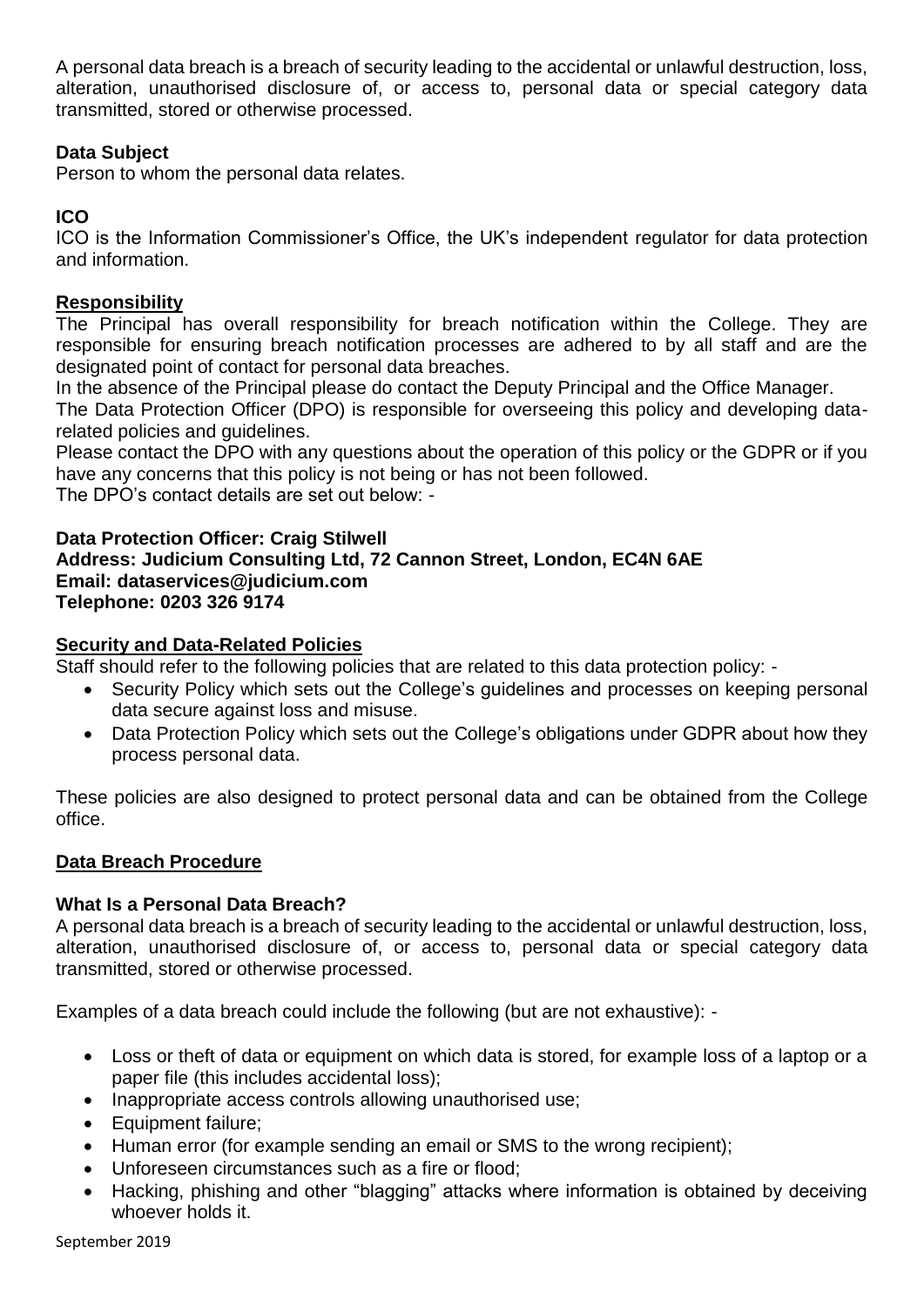A personal data breach is a breach of security leading to the accidental or unlawful destruction, loss, alteration, unauthorised disclosure of, or access to, personal data or special category data transmitted, stored or otherwise processed.

**Data Subject**
Person to whom the personal data relates.

**ICO**
ICO is the Information Commissioner's Office, the UK's independent regulator for data protection and information.

## Responsibility

The Principal has overall responsibility for breach notification within the College. They are responsible for ensuring breach notification processes are adhered to by all staff and are the designated point of contact for personal data breaches.
In the absence of the Principal please do contact the Deputy Principal and the Office Manager.
The Data Protection Officer (DPO) is responsible for overseeing this policy and developing data-related policies and guidelines.
Please contact the DPO with any questions about the operation of this policy or the GDPR or if you have any concerns that this policy is not being or has not been followed.
The DPO's contact details are set out below: -

**Data Protection Officer: Craig Stilwell**
**Address: Judicium Consulting Ltd, 72 Cannon Street, London, EC4N 6AE**
**Email: dataservices@judicium.com**
**Telephone: 0203 326 9174**

## Security and Data-Related Policies

Staff should refer to the following policies that are related to this data protection policy: -

- Security Policy which sets out the College's guidelines and processes on keeping personal data secure against loss and misuse.
- Data Protection Policy which sets out the College's obligations under GDPR about how they process personal data.

These policies are also designed to protect personal data and can be obtained from the College office.

## Data Breach Procedure

### What Is a Personal Data Breach?

A personal data breach is a breach of security leading to the accidental or unlawful destruction, loss, alteration, unauthorised disclosure of, or access to, personal data or special category data transmitted, stored or otherwise processed.

Examples of a data breach could include the following (but are not exhaustive): -

- Loss or theft of data or equipment on which data is stored, for example loss of a laptop or a paper file (this includes accidental loss);
- Inappropriate access controls allowing unauthorised use;
- Equipment failure;
- Human error (for example sending an email or SMS to the wrong recipient);
- Unforeseen circumstances such as a fire or flood;
- Hacking, phishing and other "blagging" attacks where information is obtained by deceiving whoever holds it.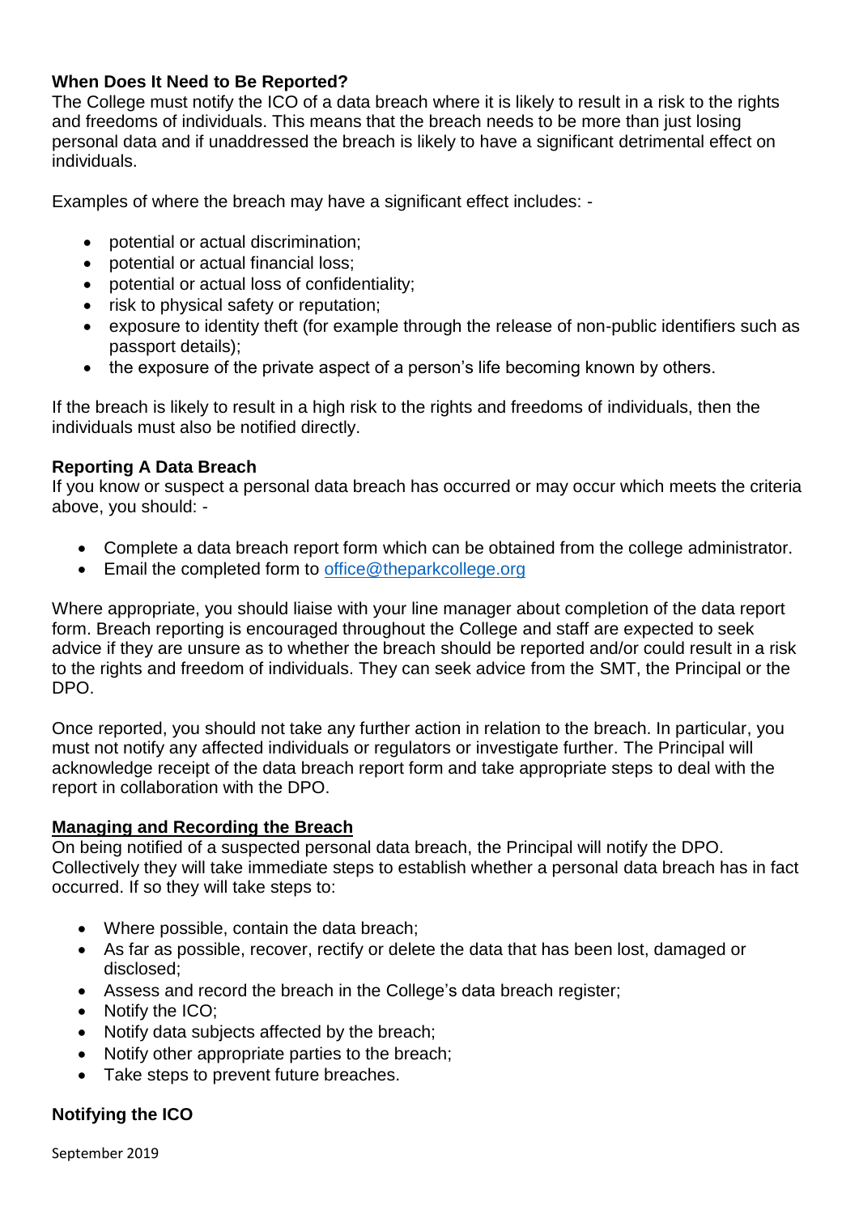### When Does It Need to Be Reported?

The College must notify the ICO of a data breach where it is likely to result in a risk to the rights and freedoms of individuals. This means that the breach needs to be more than just losing personal data and if unaddressed the breach is likely to have a significant detrimental effect on individuals.

Examples of where the breach may have a significant effect includes: -

- potential or actual discrimination;
- potential or actual financial loss;
- potential or actual loss of confidentiality;
- risk to physical safety or reputation;
- exposure to identity theft (for example through the release of non-public identifiers such as passport details);
- the exposure of the private aspect of a person's life becoming known by others.

If the breach is likely to result in a high risk to the rights and freedoms of individuals, then the individuals must also be notified directly.

### Reporting A Data Breach

If you know or suspect a personal data breach has occurred or may occur which meets the criteria above, you should: -

- Complete a data breach report form which can be obtained from the college administrator.
- Email the completed form to [office@theparkcollege.org](mailto:office@theparkcollege.org)

Where appropriate, you should liaise with your line manager about completion of the data report form. Breach reporting is encouraged throughout the College and staff are expected to seek advice if they are unsure as to whether the breach should be reported and/or could result in a risk to the rights and freedom of individuals. They can seek advice from the SMT, the Principal or the DPO.

Once reported, you should not take any further action in relation to the breach. In particular, you must not notify any affected individuals or regulators or investigate further. The Principal will acknowledge receipt of the data breach report form and take appropriate steps to deal with the report in collaboration with the DPO.

### Managing and Recording the Breach

On being notified of a suspected personal data breach, the Principal will notify the DPO. Collectively they will take immediate steps to establish whether a personal data breach has in fact occurred. If so they will take steps to:

- Where possible, contain the data breach;
- As far as possible, recover, rectify or delete the data that has been lost, damaged or disclosed;
- Assess and record the breach in the College's data breach register;
- Notify the ICO;
- Notify data subjects affected by the breach;
- Notify other appropriate parties to the breach;
- Take steps to prevent future breaches.

### Notifying the ICO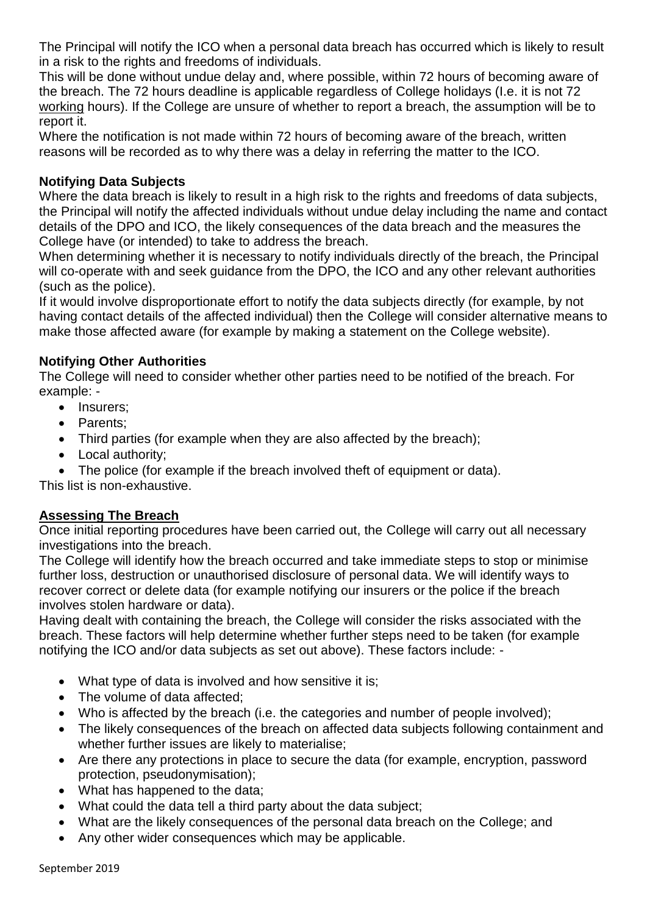The Principal will notify the ICO when a personal data breach has occurred which is likely to result in a risk to the rights and freedoms of individuals.

This will be done without undue delay and, where possible, within 72 hours of becoming aware of the breach. The 72 hours deadline is applicable regardless of College holidays (I.e. it is not 72 working hours). If the College are unsure of whether to report a breach, the assumption will be to report it.

Where the notification is not made within 72 hours of becoming aware of the breach, written reasons will be recorded as to why there was a delay in referring the matter to the ICO.

**Notifying Data Subjects**

Where the data breach is likely to result in a high risk to the rights and freedoms of data subjects, the Principal will notify the affected individuals without undue delay including the name and contact details of the DPO and ICO, the likely consequences of the data breach and the measures the College have (or intended) to take to address the breach.

When determining whether it is necessary to notify individuals directly of the breach, the Principal will co-operate with and seek guidance from the DPO, the ICO and any other relevant authorities (such as the police).

If it would involve disproportionate effort to notify the data subjects directly (for example, by not having contact details of the affected individual) then the College will consider alternative means to make those affected aware (for example by making a statement on the College website).

**Notifying Other Authorities**

The College will need to consider whether other parties need to be notified of the breach. For example: -

- Insurers;
- Parents;
- Third parties (for example when they are also affected by the breach);
- Local authority;
- The police (for example if the breach involved theft of equipment or data).

This list is non-exhaustive.

**Assessing The Breach**

Once initial reporting procedures have been carried out, the College will carry out all necessary investigations into the breach.

The College will identify how the breach occurred and take immediate steps to stop or minimise further loss, destruction or unauthorised disclosure of personal data. We will identify ways to recover correct or delete data (for example notifying our insurers or the police if the breach involves stolen hardware or data).

Having dealt with containing the breach, the College will consider the risks associated with the breach. These factors will help determine whether further steps need to be taken (for example notifying the ICO and/or data subjects as set out above). These factors include: -

- What type of data is involved and how sensitive it is;
- The volume of data affected;
- Who is affected by the breach (i.e. the categories and number of people involved);
- The likely consequences of the breach on affected data subjects following containment and whether further issues are likely to materialise;
- Are there any protections in place to secure the data (for example, encryption, password protection, pseudonymisation);
- What has happened to the data;
- What could the data tell a third party about the data subject;
- What are the likely consequences of the personal data breach on the College; and
- Any other wider consequences which may be applicable.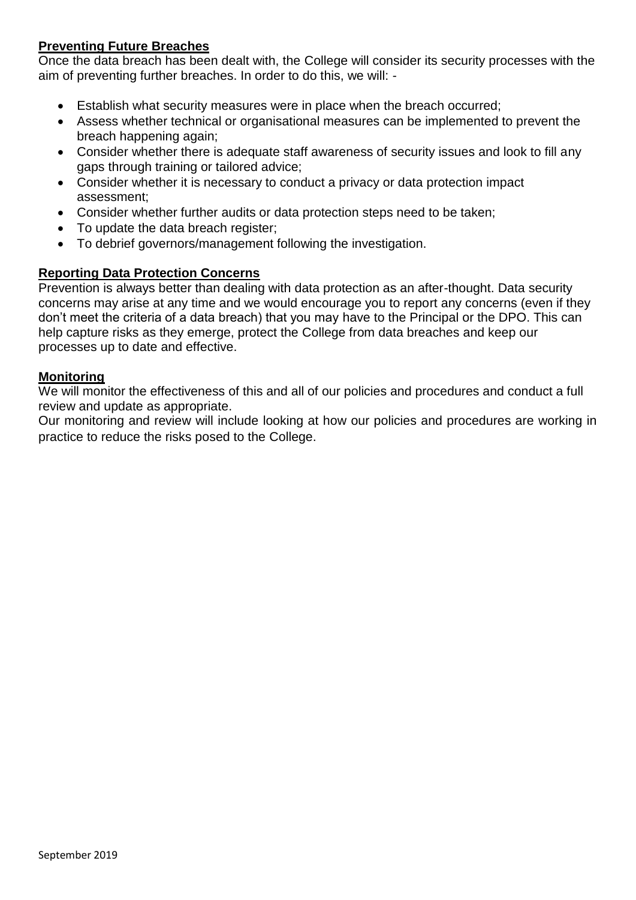## Preventing Future Breaches

Once the data breach has been dealt with, the College will consider its security processes with the aim of preventing further breaches. In order to do this, we will: -

- Establish what security measures were in place when the breach occurred;
- Assess whether technical or organisational measures can be implemented to prevent the breach happening again;
- Consider whether there is adequate staff awareness of security issues and look to fill any gaps through training or tailored advice;
- Consider whether it is necessary to conduct a privacy or data protection impact assessment;
- Consider whether further audits or data protection steps need to be taken;
- To update the data breach register;
- To debrief governors/management following the investigation.

## Reporting Data Protection Concerns

Prevention is always better than dealing with data protection as an after-thought. Data security concerns may arise at any time and we would encourage you to report any concerns (even if they don't meet the criteria of a data breach) that you may have to the Principal or the DPO. This can help capture risks as they emerge, protect the College from data breaches and keep our processes up to date and effective.

## Monitoring

We will monitor the effectiveness of this and all of our policies and procedures and conduct a full review and update as appropriate.

Our monitoring and review will include looking at how our policies and procedures are working in practice to reduce the risks posed to the College.

September 2019